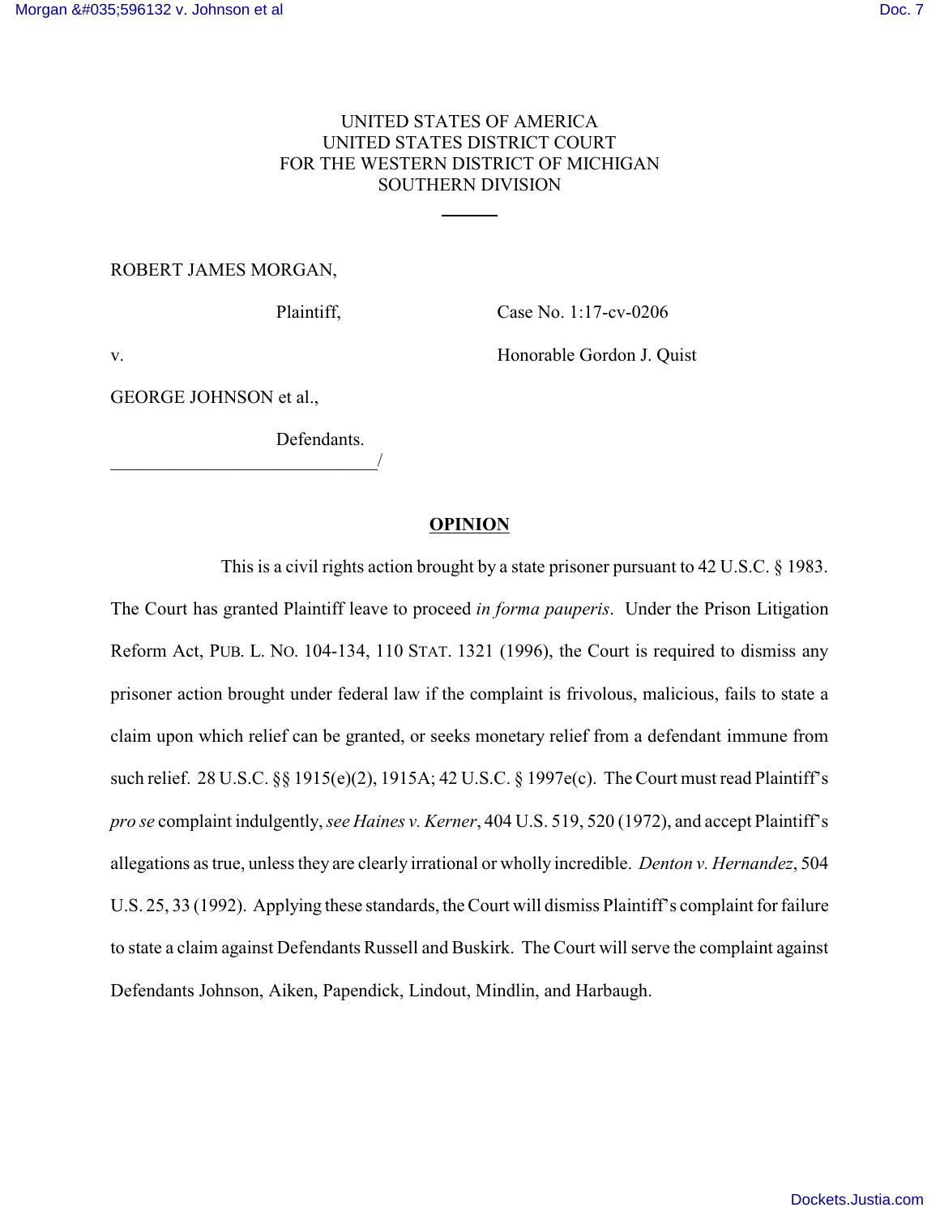UNITED STATES OF AMERICA
UNITED STATES DISTRICT COURT
FOR THE WESTERN DISTRICT OF MICHIGAN
SOUTHERN DIVISION

---

ROBERT JAMES MORGAN,

Plaintiff,

v.

GEORGE JOHNSON et al.,

Defendants.

______________________________/

Case No. 1:17-cv-0206

Honorable Gordon J. Quist

## OPINION

This is a civil rights action brought by a state prisoner pursuant to 42 U.S.C. § 1983. The Court has granted Plaintiff leave to proceed *in forma pauperis*. Under the Prison Litigation Reform Act, PUB. L. NO. 104-134, 110 STAT. 1321 (1996), the Court is required to dismiss any prisoner action brought under federal law if the complaint is frivolous, malicious, fails to state a claim upon which relief can be granted, or seeks monetary relief from a defendant immune from such relief. 28 U.S.C. §§ 1915(e)(2), 1915A; 42 U.S.C. § 1997e(c). The Court must read Plaintiff's *pro se* complaint indulgently, *see Haines v. Kerner*, 404 U.S. 519, 520 (1972), and accept Plaintiff's allegations as true, unless they are clearly irrational or wholly incredible. *Denton v. Hernandez*, 504 U.S. 25, 33 (1992). Applying these standards, the Court will dismiss Plaintiff's complaint for failure to state a claim against Defendants Russell and Buskirk. The Court will serve the complaint against Defendants Johnson, Aiken, Papendick, Lindout, Mindlin, and Harbaugh.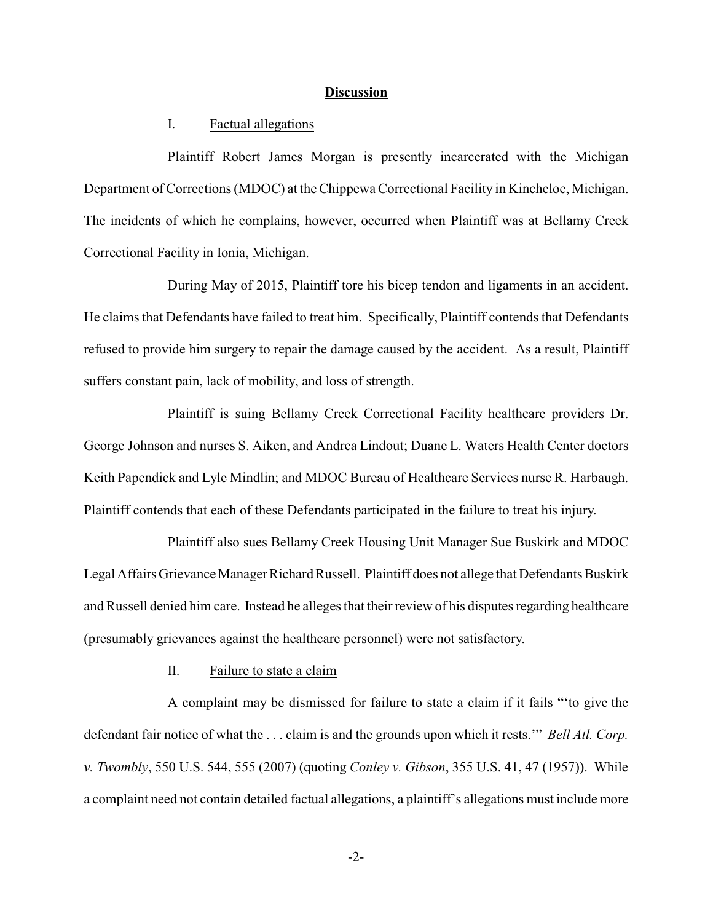## Discussion

### I. Factual allegations

Plaintiff Robert James Morgan is presently incarcerated with the Michigan Department of Corrections (MDOC) at the Chippewa Correctional Facility in Kincheloe, Michigan. The incidents of which he complains, however, occurred when Plaintiff was at Bellamy Creek Correctional Facility in Ionia, Michigan.

During May of 2015, Plaintiff tore his bicep tendon and ligaments in an accident. He claims that Defendants have failed to treat him. Specifically, Plaintiff contends that Defendants refused to provide him surgery to repair the damage caused by the accident. As a result, Plaintiff suffers constant pain, lack of mobility, and loss of strength.

Plaintiff is suing Bellamy Creek Correctional Facility healthcare providers Dr. George Johnson and nurses S. Aiken, and Andrea Lindout; Duane L. Waters Health Center doctors Keith Papendick and Lyle Mindlin; and MDOC Bureau of Healthcare Services nurse R. Harbaugh. Plaintiff contends that each of these Defendants participated in the failure to treat his injury.

Plaintiff also sues Bellamy Creek Housing Unit Manager Sue Buskirk and MDOC Legal Affairs Grievance Manager Richard Russell. Plaintiff does not allege that Defendants Buskirk and Russell denied him care. Instead he alleges that their review of his disputes regarding healthcare (presumably grievances against the healthcare personnel) were not satisfactory.

### II. Failure to state a claim

A complaint may be dismissed for failure to state a claim if it fails "'to give the defendant fair notice of what the . . . claim is and the grounds upon which it rests.'" *Bell Atl. Corp. v. Twombly*, 550 U.S. 544, 555 (2007) (quoting *Conley v. Gibson*, 355 U.S. 41, 47 (1957)). While a complaint need not contain detailed factual allegations, a plaintiff's allegations must include more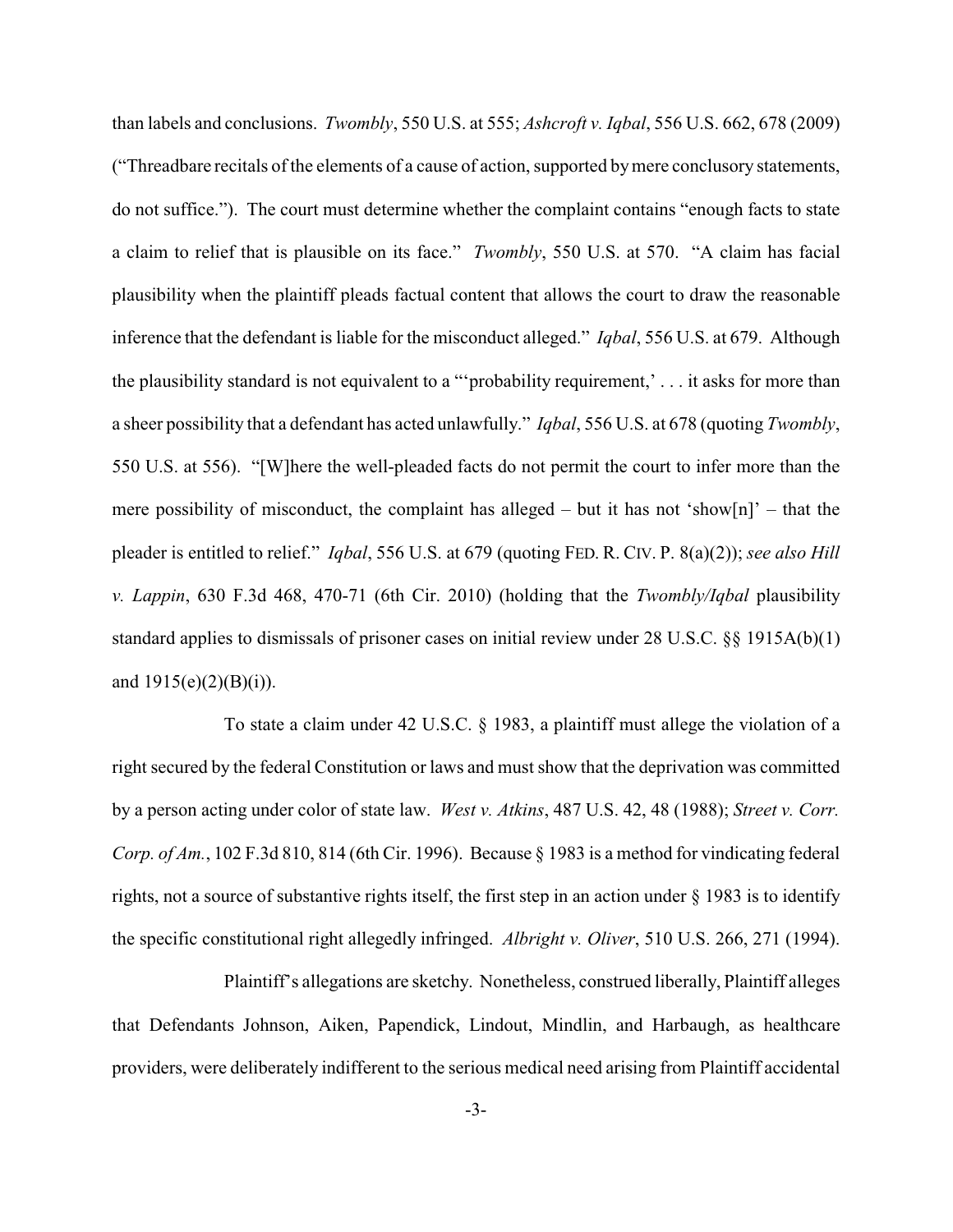than labels and conclusions. *Twombly*, 550 U.S. at 555; *Ashcroft v. Iqbal*, 556 U.S. 662, 678 (2009) ("Threadbare recitals of the elements of a cause of action, supported by mere conclusory statements, do not suffice."). The court must determine whether the complaint contains "enough facts to state a claim to relief that is plausible on its face." *Twombly*, 550 U.S. at 570. "A claim has facial plausibility when the plaintiff pleads factual content that allows the court to draw the reasonable inference that the defendant is liable for the misconduct alleged." *Iqbal*, 556 U.S. at 679. Although the plausibility standard is not equivalent to a "'probability requirement,' . . . it asks for more than a sheer possibility that a defendant has acted unlawfully." *Iqbal*, 556 U.S. at 678 (quoting *Twombly*, 550 U.S. at 556). "[W]here the well-pleaded facts do not permit the court to infer more than the mere possibility of misconduct, the complaint has alleged – but it has not 'show[n]' – that the pleader is entitled to relief." *Iqbal*, 556 U.S. at 679 (quoting FED. R. CIV. P. 8(a)(2)); *see also Hill v. Lappin*, 630 F.3d 468, 470-71 (6th Cir. 2010) (holding that the *Twombly/Iqbal* plausibility standard applies to dismissals of prisoner cases on initial review under 28 U.S.C. §§ 1915A(b)(1) and 1915(e)(2)(B)(i)).

To state a claim under 42 U.S.C. § 1983, a plaintiff must allege the violation of a right secured by the federal Constitution or laws and must show that the deprivation was committed by a person acting under color of state law. *West v. Atkins*, 487 U.S. 42, 48 (1988); *Street v. Corr. Corp. of Am.*, 102 F.3d 810, 814 (6th Cir. 1996). Because § 1983 is a method for vindicating federal rights, not a source of substantive rights itself, the first step in an action under § 1983 is to identify the specific constitutional right allegedly infringed. *Albright v. Oliver*, 510 U.S. 266, 271 (1994).

Plaintiff's allegations are sketchy. Nonetheless, construed liberally, Plaintiff alleges that Defendants Johnson, Aiken, Papendick, Lindout, Mindlin, and Harbaugh, as healthcare providers, were deliberately indifferent to the serious medical need arising from Plaintiff accidental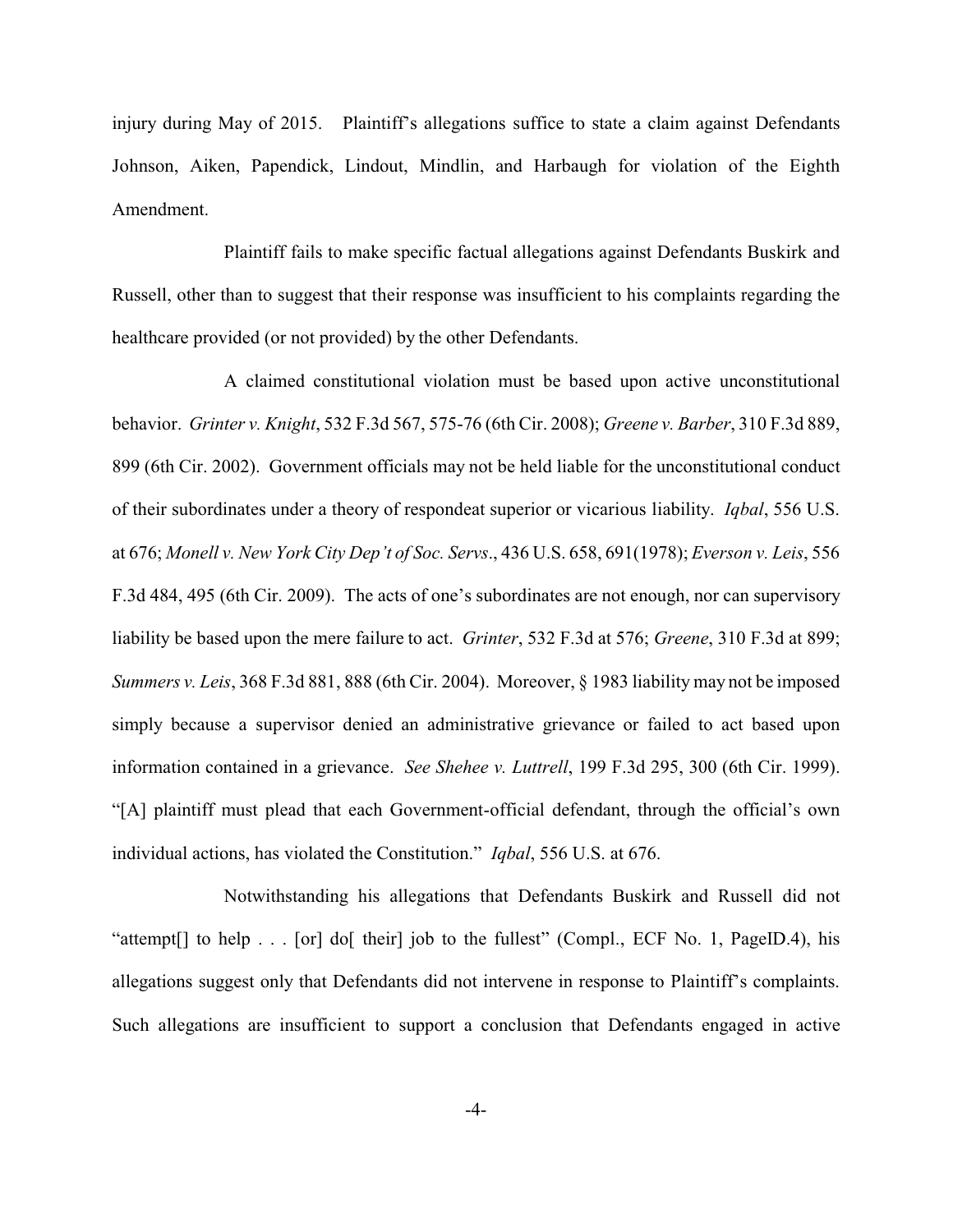injury during May of 2015. Plaintiff's allegations suffice to state a claim against Defendants Johnson, Aiken, Papendick, Lindout, Mindlin, and Harbaugh for violation of the Eighth Amendment.

Plaintiff fails to make specific factual allegations against Defendants Buskirk and Russell, other than to suggest that their response was insufficient to his complaints regarding the healthcare provided (or not provided) by the other Defendants.

A claimed constitutional violation must be based upon active unconstitutional behavior. *Grinter v. Knight*, 532 F.3d 567, 575-76 (6th Cir. 2008); *Greene v. Barber*, 310 F.3d 889, 899 (6th Cir. 2002). Government officials may not be held liable for the unconstitutional conduct of their subordinates under a theory of respondeat superior or vicarious liability. *Iqbal*, 556 U.S. at 676; *Monell v. New York City Dep't of Soc. Servs*., 436 U.S. 658, 691(1978); *Everson v. Leis*, 556 F.3d 484, 495 (6th Cir. 2009). The acts of one's subordinates are not enough, nor can supervisory liability be based upon the mere failure to act. *Grinter*, 532 F.3d at 576; *Greene*, 310 F.3d at 899; *Summers v. Leis*, 368 F.3d 881, 888 (6th Cir. 2004). Moreover, § 1983 liability may not be imposed simply because a supervisor denied an administrative grievance or failed to act based upon information contained in a grievance. *See Shehee v. Luttrell*, 199 F.3d 295, 300 (6th Cir. 1999). "[A] plaintiff must plead that each Government-official defendant, through the official's own individual actions, has violated the Constitution." *Iqbal*, 556 U.S. at 676.

Notwithstanding his allegations that Defendants Buskirk and Russell did not "attempt[] to help . . . [or] do[ their] job to the fullest" (Compl., ECF No. 1, PageID.4), his allegations suggest only that Defendants did not intervene in response to Plaintiff's complaints. Such allegations are insufficient to support a conclusion that Defendants engaged in active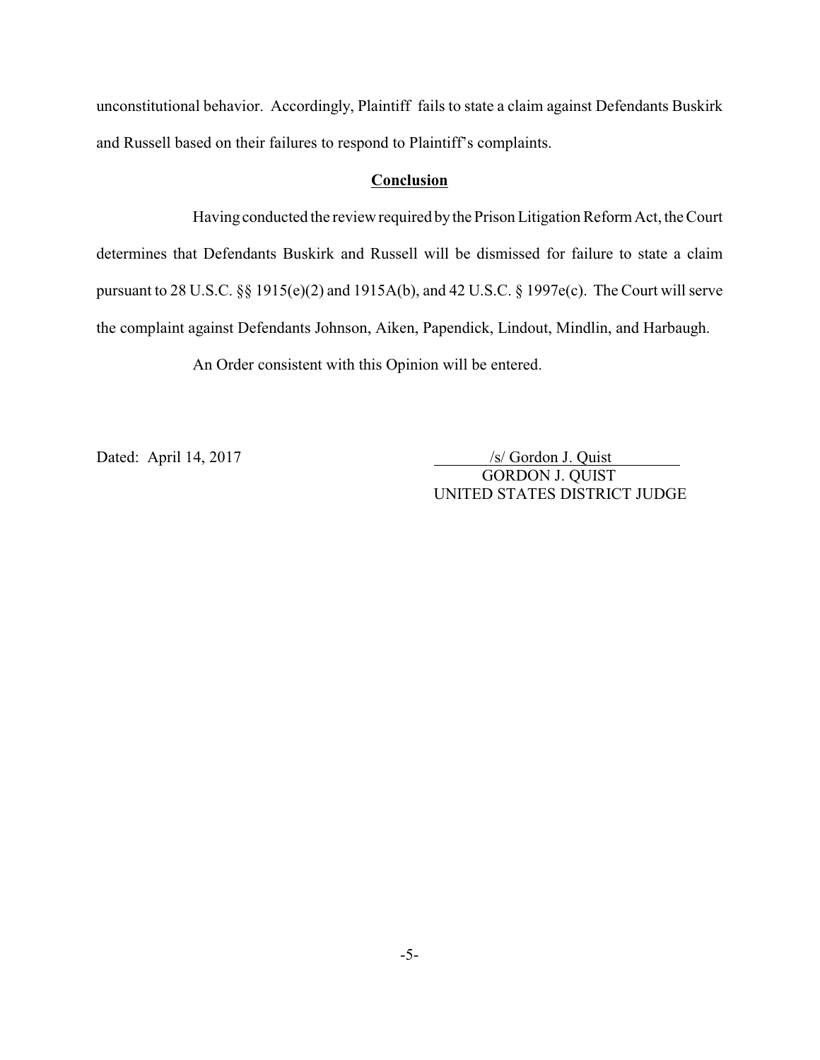unconstitutional behavior. Accordingly, Plaintiff fails to state a claim against Defendants Buskirk and Russell based on their failures to respond to Plaintiff's complaints.

## Conclusion

Having conducted the review required by the Prison Litigation Reform Act, the Court determines that Defendants Buskirk and Russell will be dismissed for failure to state a claim pursuant to 28 U.S.C. §§ 1915(e)(2) and 1915A(b), and 42 U.S.C. § 1997e(c). The Court will serve the complaint against Defendants Johnson, Aiken, Papendick, Lindout, Mindlin, and Harbaugh.

An Order consistent with this Opinion will be entered.

Dated: April 14, 2017

/s/ Gordon J. Quist
GORDON J. QUIST
UNITED STATES DISTRICT JUDGE